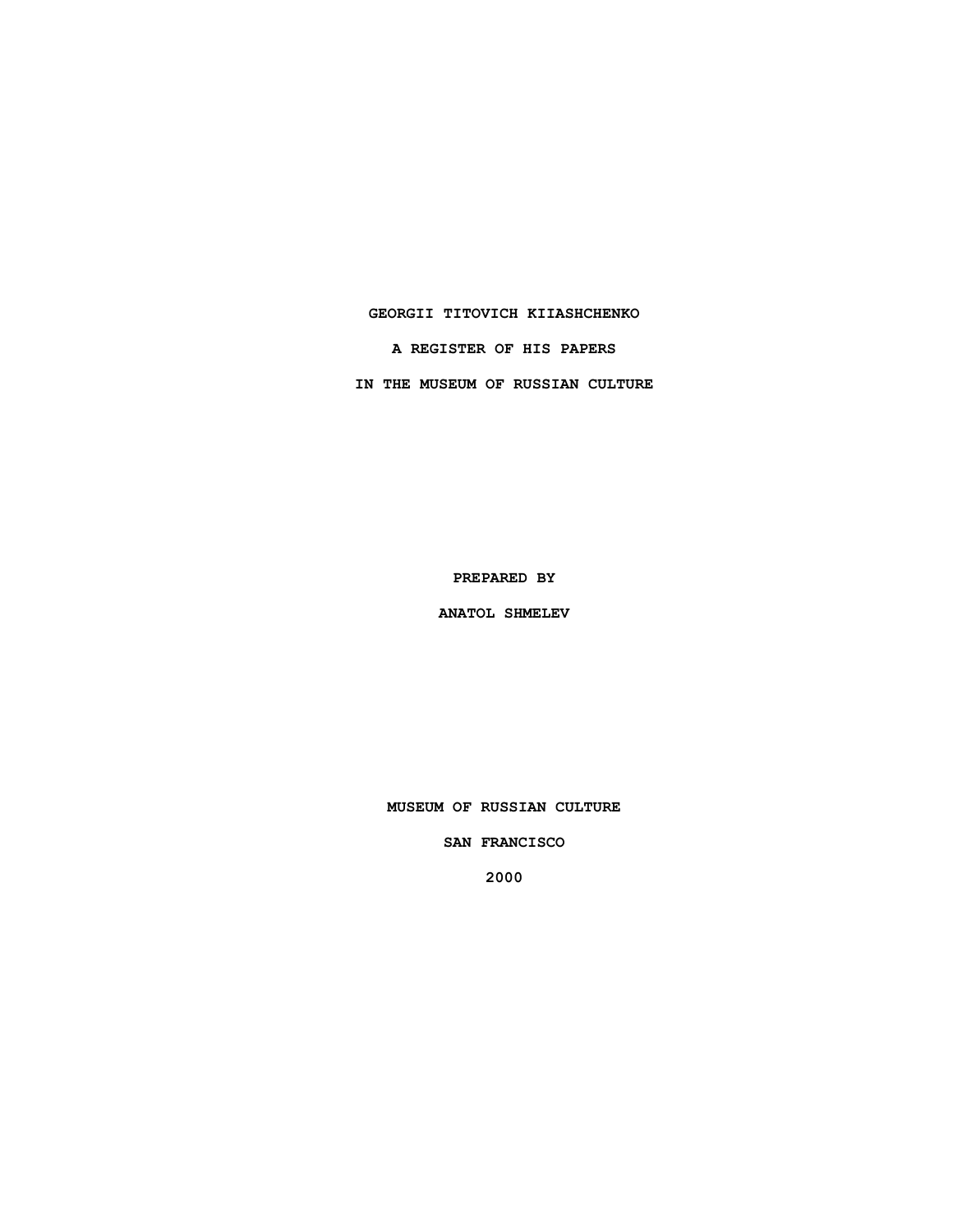# GEORGII TITOVICH KIIASHCHENKO

## A REGISTER OF HIS PAPERS

## IN THE MUSEUM OF RUSSIAN CULTURE

**PREPARED BY**

**ANATOL SHMELEV**

**MUSEUM OF RUSSIAN CULTURE**

**SAN FRANCISCO**

**2000**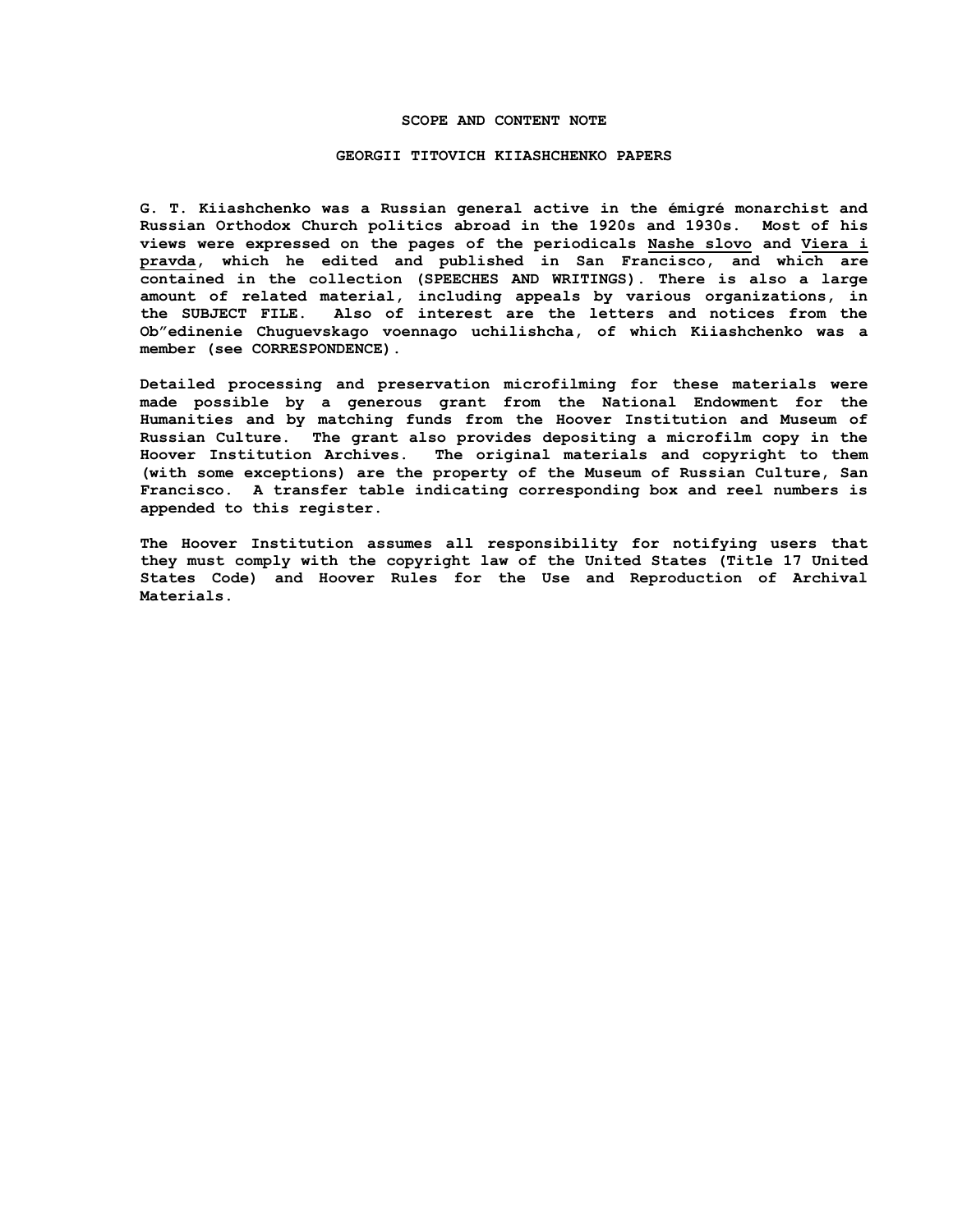## SCOPE AND CONTENT NOTE

### GEORGII TITOVICH KIIASHCHENKO PAPERS

G. T. Kiiashchenko was a Russian general active in the émigré monarchist and Russian Orthodox Church politics abroad in the 1920s and 1930s. Most of his views were expressed on the pages of the periodicals Nashe slovo and Viera i pravda, which he edited and published in San Francisco, and which are contained in the collection (SPEECHES AND WRITINGS). There is also a large amount of related material, including appeals by various organizations, in the SUBJECT FILE. Also of interest are the letters and notices from the Ob"edinenie Chuguevskago voennago uchilishcha, of which Kiiashchenko was a member (see CORRESPONDENCE).

Detailed processing and preservation microfilming for these materials were made possible by a generous grant from the National Endowment for the Humanities and by matching funds from the Hoover Institution and Museum of Russian Culture. The grant also provides depositing a microfilm copy in the Hoover Institution Archives. The original materials and copyright to them (with some exceptions) are the property of the Museum of Russian Culture, San Francisco. A transfer table indicating corresponding box and reel numbers is appended to this register.

The Hoover Institution assumes all responsibility for notifying users that they must comply with the copyright law of the United States (Title 17 United States Code) and Hoover Rules for the Use and Reproduction of Archival Materials.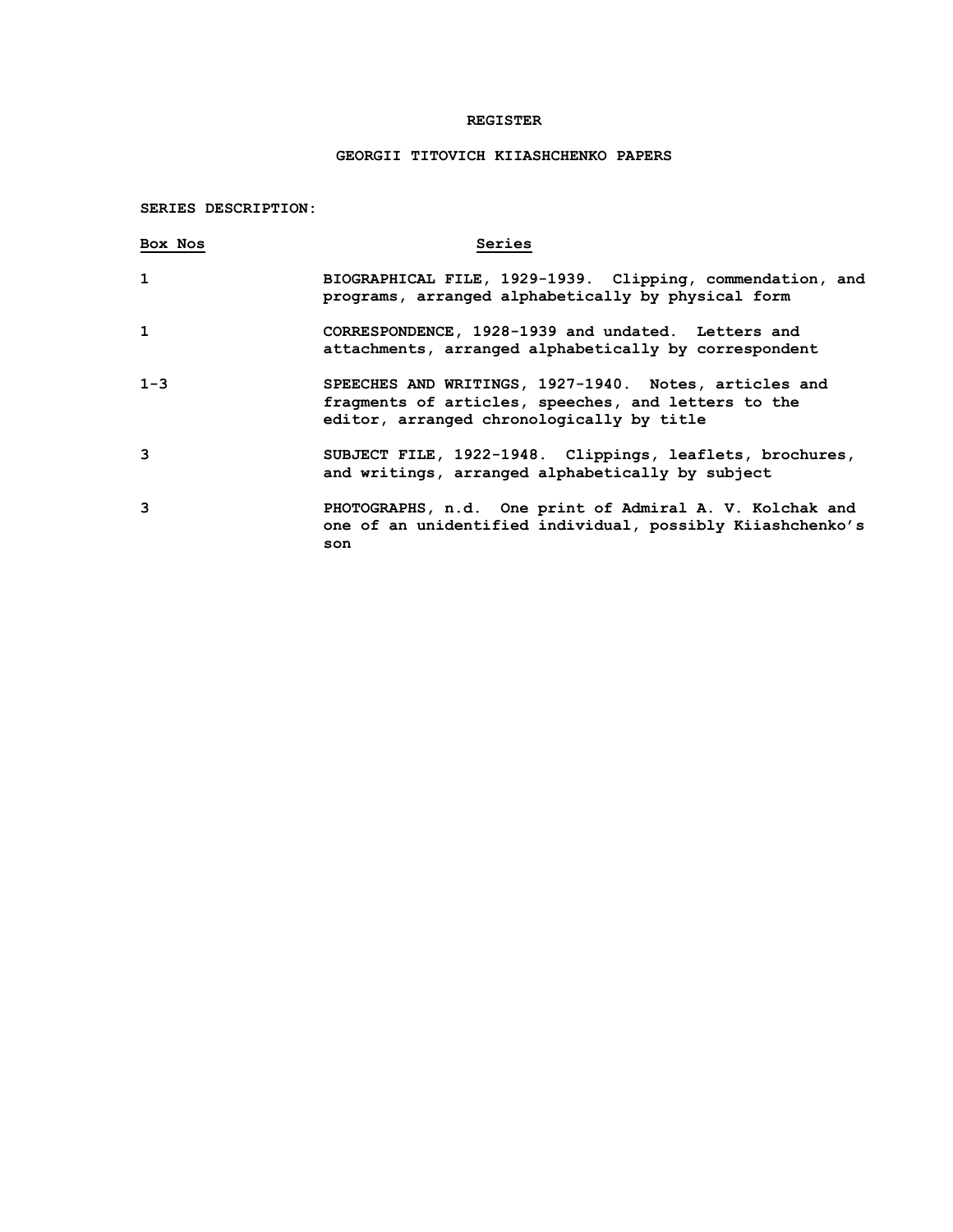# REGISTER

## GEORGII TITOVICH KIIASHCHENKO PAPERS

**SERIES DESCRIPTION:**

| Box Nos | Series |
| --- | --- |
| 1 | BIOGRAPHICAL FILE, 1929-1939. Clipping, commendation, and programs, arranged alphabetically by physical form |
| 1 | CORRESPONDENCE, 1928-1939 and undated. Letters and attachments, arranged alphabetically by correspondent |
| 1-3 | SPEECHES AND WRITINGS, 1927-1940. Notes, articles and fragments of articles, speeches, and letters to the editor, arranged chronologically by title |
| 3 | SUBJECT FILE, 1922-1948. Clippings, leaflets, brochures, and writings, arranged alphabetically by subject |
| 3 | PHOTOGRAPHS, n.d. One print of Admiral A. V. Kolchak and one of an unidentified individual, possibly Kiiashchenko's son |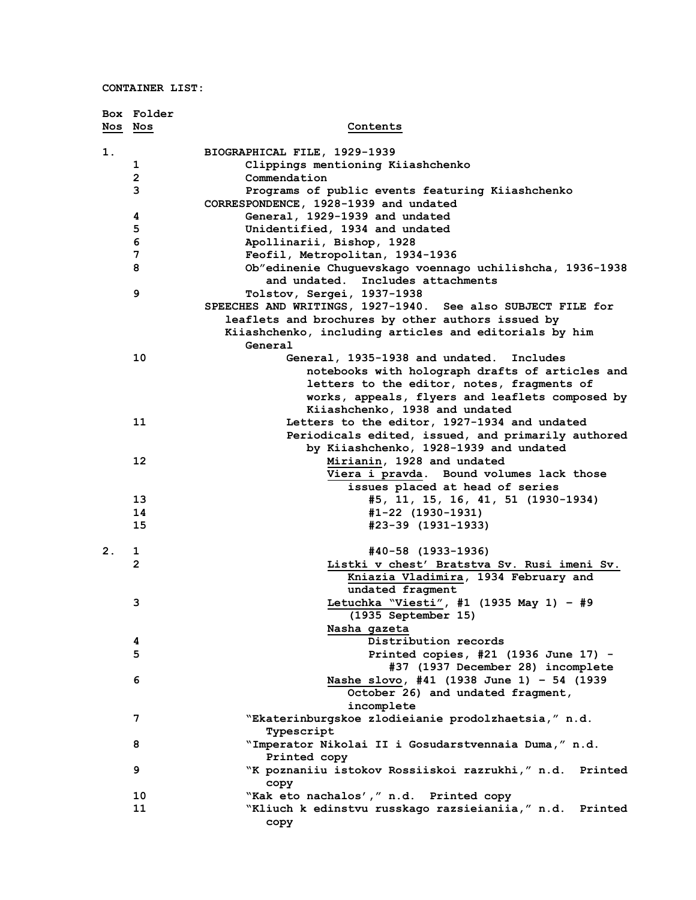**CONTAINER LIST:**

| Box Nos | Folder Nos | Contents |
|---|---|---|
| 1. | | BIOGRAPHICAL FILE, 1929-1939 |
| | 1 | Clippings mentioning Kiiashchenko |
| | 2 | Commendation |
| | 3 | Programs of public events featuring Kiiashchenko |
| | | CORRESPONDENCE, 1928-1939 and undated |
| | 4 | General, 1929-1939 and undated |
| | 5 | Unidentified, 1934 and undated |
| | 6 | Apollinarii, Bishop, 1928 |
| | 7 | Feofil, Metropolitan, 1934-1936 |
| | 8 | Ob"edinenie Chuguevskago voennago uchilishcha, 1936-1938 and undated. Includes attachments |
| | 9 | Tolstov, Sergei, 1937-1938 |
| | | SPEECHES AND WRITINGS, 1927-1940. See also SUBJECT FILE for leaflets and brochures by other authors issued by Kiiashchenko, including articles and editorials by him |
| | | General |
| | 10 | General, 1935-1938 and undated. Includes notebooks with holograph drafts of articles and letters to the editor, notes, fragments of works, appeals, flyers and leaflets composed by Kiiashchenko, 1938 and undated |
| | 11 | Letters to the editor, 1927-1934 and undated |
| | | Periodicals edited, issued, and primarily authored by Kiiashchenko, 1928-1939 and undated |
| | 12 | <u>Mirianin</u>, 1928 and undated |
| | | <u>Viera i pravda</u>. Bound volumes lack those issues placed at head of series |
| | 13 | #5, 11, 15, 16, 41, 51 (1930-1934) |
| | 14 | #1-22 (1930-1931) |
| | 15 | #23-39 (1931-1933) |
| 2. | 1 | #40-58 (1933-1936) |
| | 2 | <u>Listki v chest' Bratstva Sv. Rusi imeni Sv. Kniazia Vladimira</u>, 1934 February and undated fragment |
| | 3 | <u>Letuchka "Viesti"</u>, #1 (1935 May 1) – #9 (1935 September 15) |
| | | <u>Nasha gazeta</u> |
| | 4 | Distribution records |
| | 5 | Printed copies, #21 (1936 June 17) - #37 (1937 December 28) incomplete |
| | 6 | <u>Nashe slovo</u>, #41 (1938 June 1) – 54 (1939 October 26) and undated fragment, incomplete |
| | 7 | "Ekaterinburgskoe zlodieianie prodolzhaetsia," n.d. Typescript |
| | 8 | "Imperator Nikolai II i Gosudarstvennaia Duma," n.d. Printed copy |
| | 9 | "K poznaniiu istokov Rossiiskoi razrukhi," n.d. Printed copy |
| | 10 | "Kak eto nachalos'," n.d. Printed copy |
| | 11 | "Kliuch k edinstvu russkago razsieianiia," n.d. Printed copy |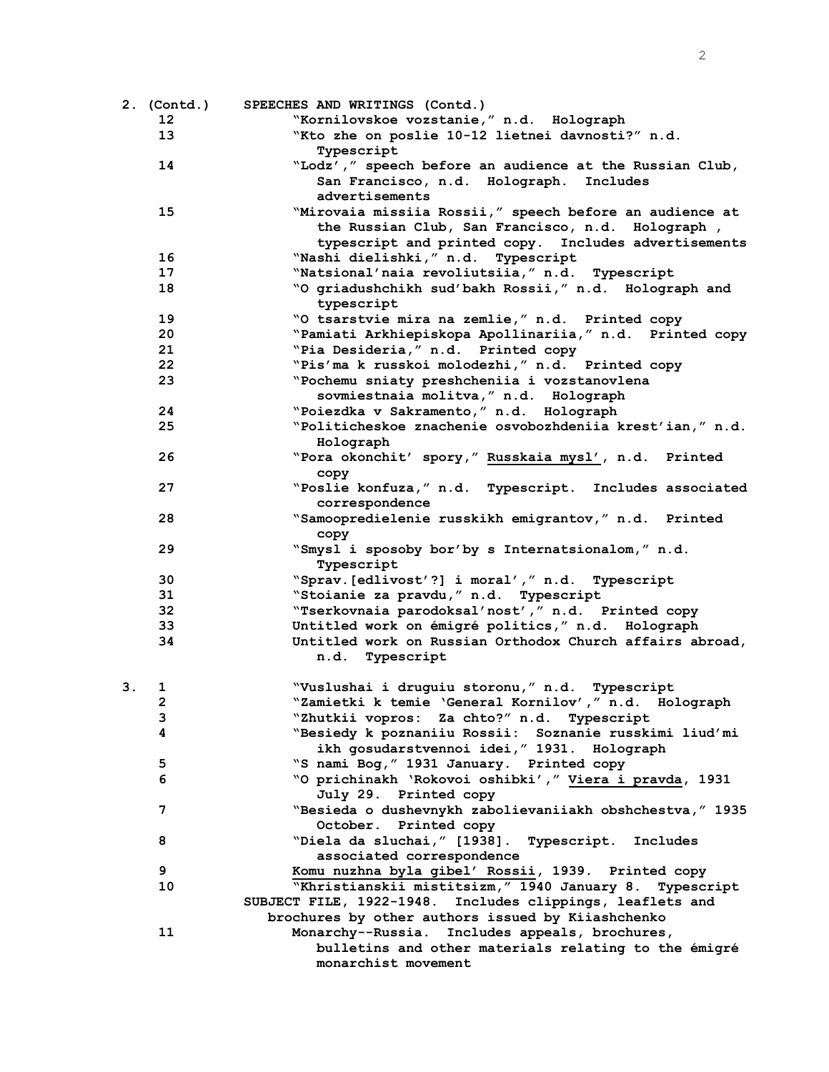**2. (Contd.)** **SPEECHES AND WRITINGS (Contd.)**

| Box | Folder | Description |
|---|---|---|
| 2. (Contd.) | 12 | "Kornilovskoe vozstanie," n.d. Holograph |
| | 13 | "Kto zhe on poslie 10-12 lietnei davnosti?" n.d. Typescript |
| | 14 | "Lodz'," speech before an audience at the Russian Club, San Francisco, n.d. Holograph. Includes advertisements |
| | 15 | "Mirovaia missiia Rossii," speech before an audience at the Russian Club, San Francisco, n.d. Holograph, typescript and printed copy. Includes advertisements |
| | 16 | "Nashi dielishki," n.d. Typescript |
| | 17 | "Natsional'naia revoliutsiia," n.d. Typescript |
| | 18 | "O griadushchikh sud'bakh Rossii," n.d. Holograph and typescript |
| | 19 | "O tsarstvie mira na zemlie," n.d. Printed copy |
| | 20 | "Pamiati Arkhiepiskopa Apollinariia," n.d. Printed copy |
| | 21 | "Pia Desideria," n.d. Printed copy |
| | 22 | "Pis'ma k russkoi molodezhi," n.d. Printed copy |
| | 23 | "Pochemu sniaty preshcheniia i vozstanovlena sovmiestnaia molitva," n.d. Holograph |
| | 24 | "Poiezdka v Sakramento," n.d. Holograph |
| | 25 | "Politicheskoe znachenie osvobozhdeniia krest'ian," n.d. Holograph |
| | 26 | "Pora okonchit' spory," <u>Russkaia mysl'</u>, n.d. Printed copy |
| | 27 | "Poslie konfuza," n.d. Typescript. Includes associated correspondence |
| | 28 | "Samoopredielenie russkikh emigrantov," n.d. Printed copy |
| | 29 | "Smysl i sposoby bor'by s Internatsionalom," n.d. Typescript |
| | 30 | "Sprav.[edlivost'?] i moral'," n.d. Typescript |
| | 31 | "Stoianie za pravdu," n.d. Typescript |
| | 32 | "Tserkovnaia parodoksal'nost'," n.d. Printed copy |
| | 33 | Untitled work on émigré politics," n.d. Holograph |
| | 34 | Untitled work on Russian Orthodox Church affairs abroad, n.d. Typescript |
| 3. | 1 | "Vuslushai i druguiu storonu," n.d. Typescript |
| | 2 | "Zamietki k temie 'General Kornilov'," n.d. Holograph |
| | 3 | "Zhutkii vopros: Za chto?" n.d. Typescript |
| | 4 | "Besiedy k poznaniiu Rossii: Soznanie russkimi liud'mi ikh gosudarstvennoi idei," 1931. Holograph |
| | 5 | "S nami Bog," 1931 January. Printed copy |
| | 6 | "O prichinakh 'Rokovoi oshibki'," <u>Viera i pravda</u>, 1931 July 29. Printed copy |
| | 7 | "Besieda o dushevnykh zabolievaniiakh obshchestva," 1935 October. Printed copy |
| | 8 | "Diela da sluchai," [1938]. Typescript. Includes associated correspondence |
| | 9 | <u>Komu nuzhna byla gibel' Rossii</u>, 1939. Printed copy |
| | 10 | "Khristianskii mistitsizm," 1940 January 8. Typescript |
| | | **SUBJECT FILE, 1922-1948.** Includes clippings, leaflets and brochures by other authors issued by Kiiashchenko |
| | 11 | Monarchy--Russia. Includes appeals, brochures, bulletins and other materials relating to the émigré monarchist movement |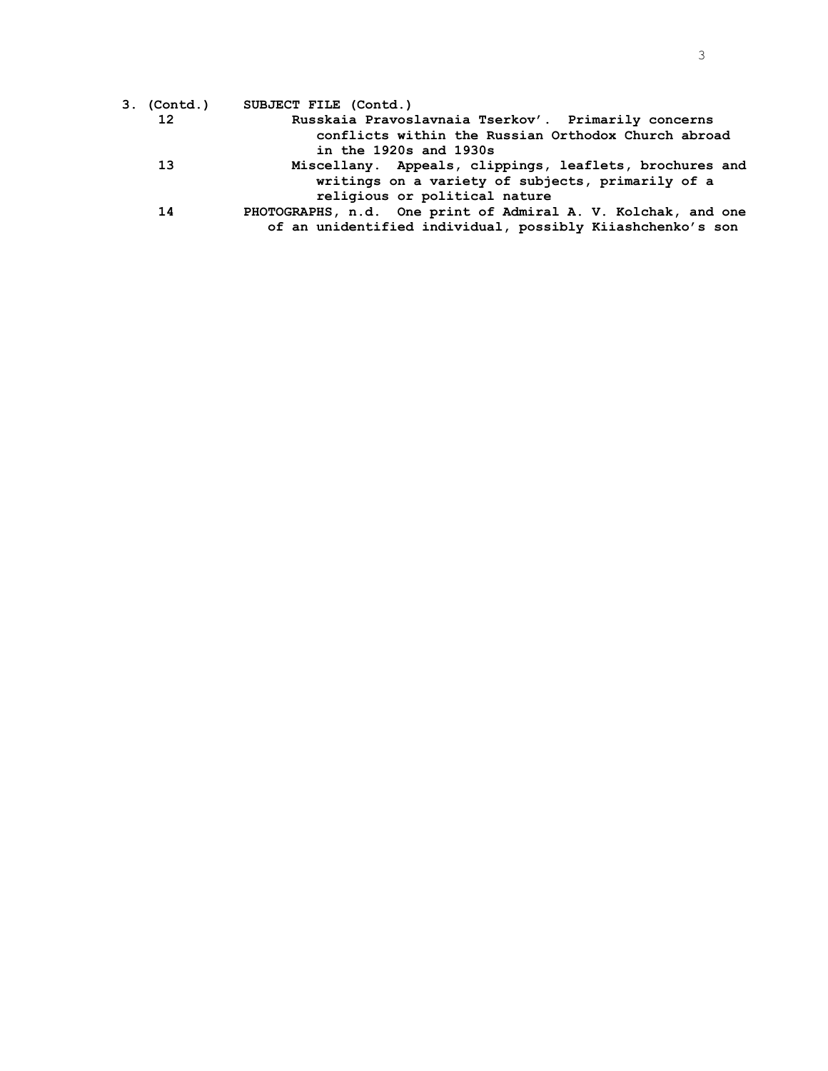| | | |
|---|---|---|
| **3. (Contd.)** | **SUBJECT FILE (Contd.)** | |
| **12** | | **Russkaia Pravoslavnaia Tserkov'. Primarily concerns conflicts within the Russian Orthodox Church abroad in the 1920s and 1930s** |
| **13** | | **Miscellany. Appeals, clippings, leaflets, brochures and writings on a variety of subjects, primarily of a religious or political nature** |
| **14** | **PHOTOGRAPHS, n.d. One print of Admiral A. V. Kolchak, and one of an unidentified individual, possibly Kiiashchenko's son** | |